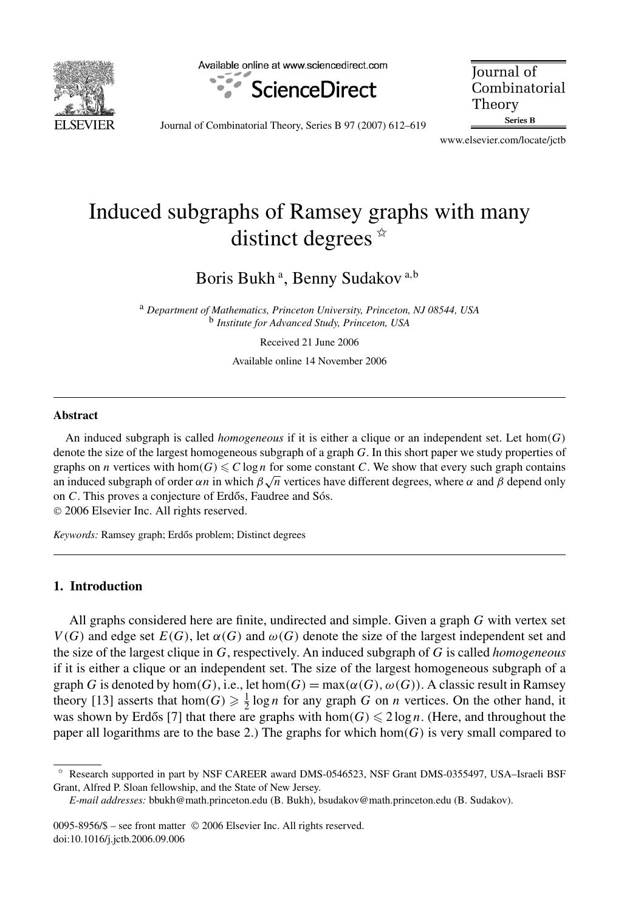# Induced subgraphs of Ramsey graphs with many distinct degrees ☆

Boris Bukh [a], Benny Sudakov [a,b]

[a] *Department of Mathematics, Princeton University, Princeton, NJ 08544, USA*
[b] *Institute for Advanced Study, Princeton, USA*

Received 21 June 2006

Available online 14 November 2006

## Abstract

An induced subgraph is called *homogeneous* if it is either a clique or an independent set. Let $\hom(G)$ denote the size of the largest homogeneous subgraph of a graph $G$. In this short paper we study properties of graphs on $n$ vertices with $\hom(G) \leqslant C \log n$ for some constant $C$. We show that every such graph contains an induced subgraph of order $\alpha n$ in which $\beta\sqrt{n}$ vertices have different degrees, where $\alpha$ and $\beta$ depend only on $C$. This proves a conjecture of Erdős, Faudree and Sós.

© 2006 Elsevier Inc. All rights reserved.

*Keywords:* Ramsey graph; Erdős problem; Distinct degrees

## 1. Introduction

All graphs considered here are finite, undirected and simple. Given a graph $G$ with vertex set $V(G)$ and edge set $E(G)$, let $\alpha(G)$ and $\omega(G)$ denote the size of the largest independent set and the size of the largest clique in $G$, respectively. An induced subgraph of $G$ is called *homogeneous* if it is either a clique or an independent set. The size of the largest homogeneous subgraph of a graph $G$ is denoted by $\hom(G)$, i.e., let $\hom(G) = \max(\alpha(G), \omega(G))$. A classic result in Ramsey theory [13] asserts that $\hom(G) \geqslant \frac{1}{2}\log n$ for any graph $G$ on $n$ vertices. On the other hand, it was shown by Erdős [7] that there are graphs with $\hom(G) \leqslant 2\log n$. (Here, and throughout the paper all logarithms are to the base 2.) The graphs for which $\hom(G)$ is very small compared to

☆ Research supported in part by NSF CAREER award DMS-0546523, NSF Grant DMS-0355497, USA–Israeli BSF Grant, Alfred P. Sloan fellowship, and the State of New Jersey.

*E-mail addresses:* bbukh@math.princeton.edu (B. Bukh), bsudakov@math.princeton.edu (B. Sudakov).

0095-8956/$ – see front matter © 2006 Elsevier Inc. All rights reserved.
doi:10.1016/j.jctb.2006.09.006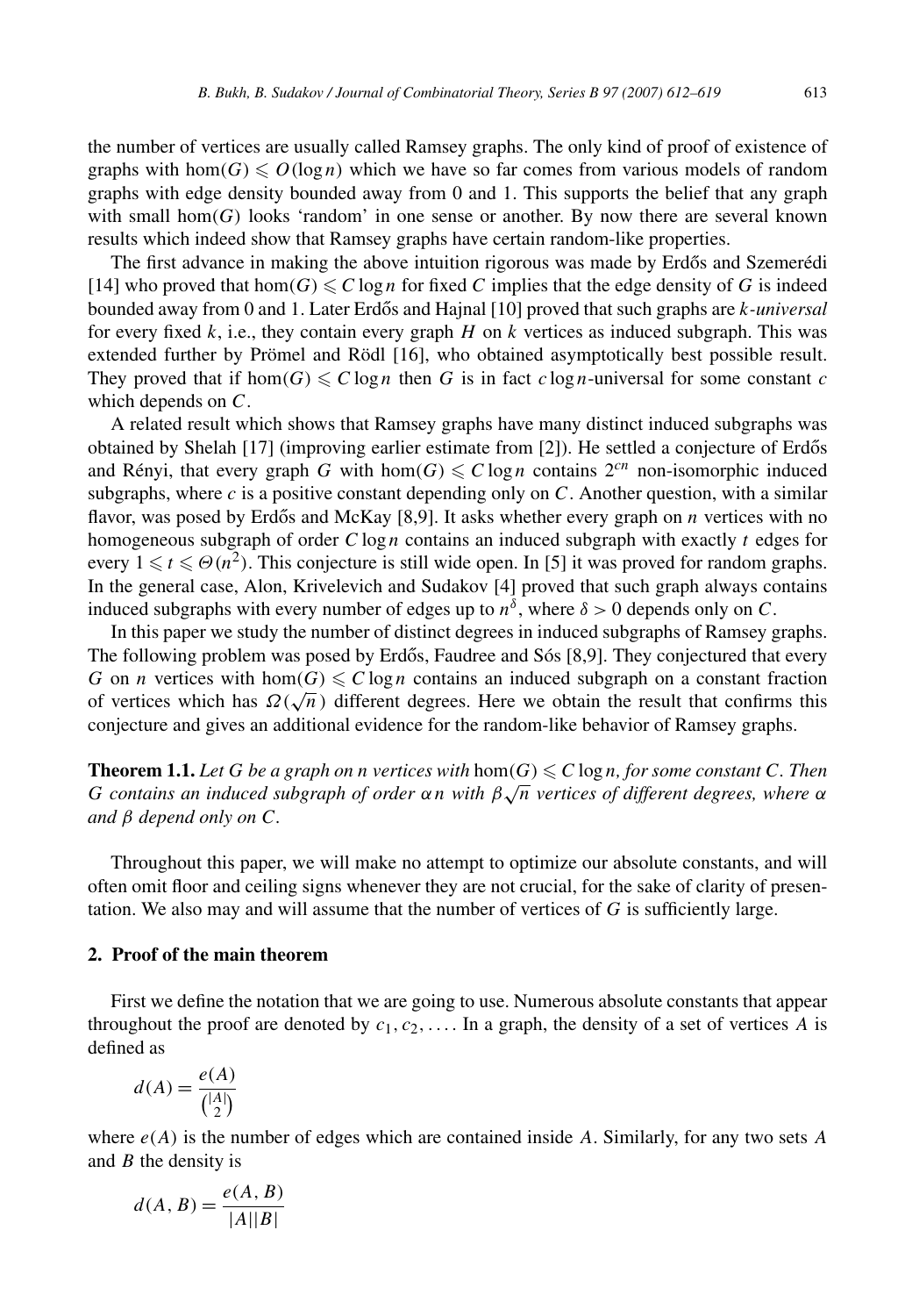the number of vertices are usually called Ramsey graphs. The only kind of proof of existence of graphs with $\hom(G) \leqslant O(\log n)$ which we have so far comes from various models of random graphs with edge density bounded away from 0 and 1. This supports the belief that any graph with small $\hom(G)$ looks 'random' in one sense or another. By now there are several known results which indeed show that Ramsey graphs have certain random-like properties.

The first advance in making the above intuition rigorous was made by Erdős and Szemerédi [14] who proved that $\hom(G) \leqslant C \log n$ for fixed $C$ implies that the edge density of $G$ is indeed bounded away from 0 and 1. Later Erdős and Hajnal [10] proved that such graphs are *k-universal* for every fixed $k$, i.e., they contain every graph $H$ on $k$ vertices as induced subgraph. This was extended further by Prömel and Rödl [16], who obtained asymptotically best possible result. They proved that if $\hom(G) \leqslant C \log n$ then $G$ is in fact $c \log n$-universal for some constant $c$ which depends on $C$.

A related result which shows that Ramsey graphs have many distinct induced subgraphs was obtained by Shelah [17] (improving earlier estimate from [2]). He settled a conjecture of Erdős and Rényi, that every graph $G$ with $\hom(G) \leqslant C \log n$ contains $2^{cn}$ non-isomorphic induced subgraphs, where $c$ is a positive constant depending only on $C$. Another question, with a similar flavor, was posed by Erdős and McKay [8,9]. It asks whether every graph on $n$ vertices with no homogeneous subgraph of order $C \log n$ contains an induced subgraph with exactly $t$ edges for every $1 \leqslant t \leqslant \Theta(n^2)$. This conjecture is still wide open. In [5] it was proved for random graphs. In the general case, Alon, Krivelevich and Sudakov [4] proved that such graph always contains induced subgraphs with every number of edges up to $n^{\delta}$, where $\delta > 0$ depends only on $C$.

In this paper we study the number of distinct degrees in induced subgraphs of Ramsey graphs. The following problem was posed by Erdős, Faudree and Sós [8,9]. They conjectured that every $G$ on $n$ vertices with $\hom(G) \leqslant C \log n$ contains an induced subgraph on a constant fraction of vertices which has $\Omega(\sqrt{n})$ different degrees. Here we obtain the result that confirms this conjecture and gives an additional evidence for the random-like behavior of Ramsey graphs.

**Theorem 1.1.** *Let $G$ be a graph on $n$ vertices with $\hom(G) \leqslant C \log n$, for some constant $C$. Then $G$ contains an induced subgraph of order $\alpha n$ with $\beta\sqrt{n}$ vertices of different degrees, where $\alpha$ and $\beta$ depend only on $C$.*

Throughout this paper, we will make no attempt to optimize our absolute constants, and will often omit floor and ceiling signs whenever they are not crucial, for the sake of clarity of presentation. We also may and will assume that the number of vertices of $G$ is sufficiently large.

## 2. Proof of the main theorem

First we define the notation that we are going to use. Numerous absolute constants that appear throughout the proof are denoted by $c_1, c_2, \ldots$. In a graph, the density of a set of vertices $A$ is defined as

$$d(A) = \frac{e(A)}{\binom{|A|}{2}}$$

where $e(A)$ is the number of edges which are contained inside $A$. Similarly, for any two sets $A$ and $B$ the density is

$$d(A, B) = \frac{e(A, B)}{|A||B|}$$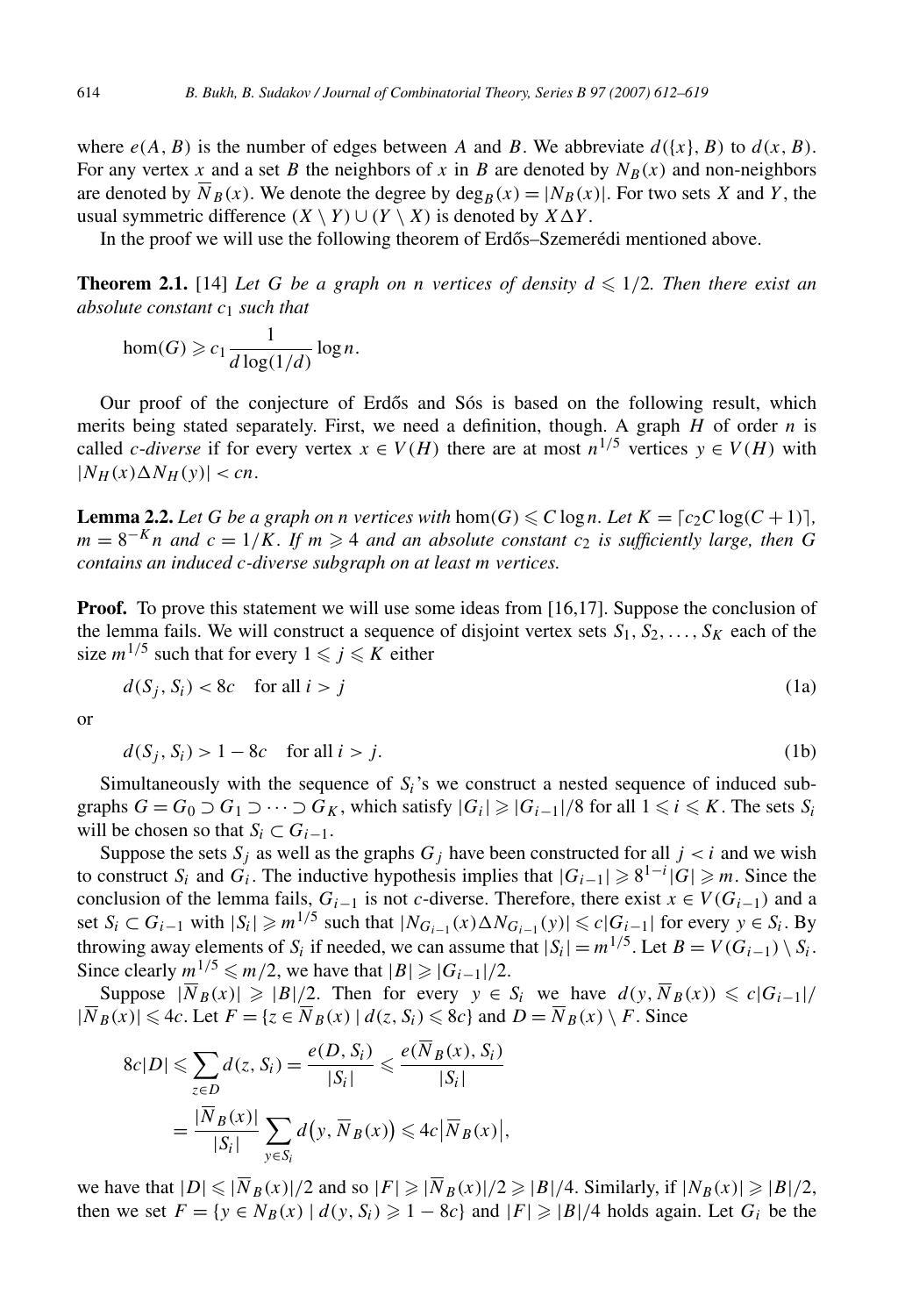where $e(A, B)$ is the number of edges between $A$ and $B$. We abbreviate $d(\{x\}, B)$ to $d(x, B)$. For any vertex $x$ and a set $B$ the neighbors of $x$ in $B$ are denoted by $N_B(x)$ and non-neighbors are denoted by $\overline{N}_B(x)$. We denote the degree by $\deg_B(x) = |N_B(x)|$. For two sets $X$ and $Y$, the usual symmetric difference $(X \setminus Y) \cup (Y \setminus X)$ is denoted by $X \Delta Y$.

In the proof we will use the following theorem of Erdős–Szemerédi mentioned above.

**Theorem 2.1.** [14] *Let $G$ be a graph on $n$ vertices of density $d \leqslant 1/2$. Then there exist an absolute constant $c_1$ such that*

$$\hom(G) \geqslant c_1 \frac{1}{d \log(1/d)} \log n.$$

Our proof of the conjecture of Erdős and Sós is based on the following result, which merits being stated separately. First, we need a definition, though. A graph $H$ of order $n$ is called *c-diverse* if for every vertex $x \in V(H)$ there are at most $n^{1/5}$ vertices $y \in V(H)$ with $|N_H(x) \Delta N_H(y)| < cn$.

**Lemma 2.2.** *Let $G$ be a graph on $n$ vertices with* $\hom(G) \leqslant C \log n$. *Let $K = \lceil c_2 C \log(C + 1) \rceil$, $m = 8^{-K} n$ and $c = 1/K$. If $m \geqslant 4$ and an absolute constant $c_2$ is sufficiently large, then $G$ contains an induced c-diverse subgraph on at least $m$ vertices.*

**Proof.** To prove this statement we will use some ideas from [16,17]. Suppose the conclusion of the lemma fails. We will construct a sequence of disjoint vertex sets $S_1, S_2, \ldots, S_K$ each of the size $m^{1/5}$ such that for every $1 \leqslant j \leqslant K$ either

$$d(S_j, S_i) < 8c \quad \text{for all } i > j \tag{1a}$$

or

$$d(S_j, S_i) > 1 - 8c \quad \text{for all } i > j. \tag{1b}$$

Simultaneously with the sequence of $S_i$'s we construct a nested sequence of induced subgraphs $G = G_0 \supset G_1 \supset \cdots \supset G_K$, which satisfy $|G_i| \geqslant |G_{i-1}|/8$ for all $1 \leqslant i \leqslant K$. The sets $S_i$ will be chosen so that $S_i \subset G_{i-1}$.

Suppose the sets $S_j$ as well as the graphs $G_j$ have been constructed for all $j < i$ and we wish to construct $S_i$ and $G_i$. The inductive hypothesis implies that $|G_{i-1}| \geqslant 8^{1-i}|G| \geqslant m$. Since the conclusion of the lemma fails, $G_{i-1}$ is not $c$-diverse. Therefore, there exist $x \in V(G_{i-1})$ and a set $S_i \subset G_{i-1}$ with $|S_i| \geqslant m^{1/5}$ such that $|N_{G_{i-1}}(x) \Delta N_{G_{i-1}}(y)| \leqslant c|G_{i-1}|$ for every $y \in S_i$. By throwing away elements of $S_i$ if needed, we can assume that $|S_i| = m^{1/5}$. Let $B = V(G_{i-1}) \setminus S_i$. Since clearly $m^{1/5} \leqslant m/2$, we have that $|B| \geqslant |G_{i-1}|/2$.

Suppose $|\overline{N}_B(x)| \geqslant |B|/2$. Then for every $y \in S_i$ we have $d(y, \overline{N}_B(x)) \leqslant c|G_{i-1}|/|\overline{N}_B(x)| \leqslant 4c$. Let $F = \{z \in \overline{N}_B(x) \mid d(z, S_i) \leqslant 8c\}$ and $D = \overline{N}_B(x) \setminus F$. Since

$$\begin{aligned} 8c|D| &\leqslant \sum_{z \in D} d(z, S_i) = \frac{e(D, S_i)}{|S_i|} \leqslant \frac{e(\overline{N}_B(x), S_i)}{|S_i|} \\ &= \frac{|\overline{N}_B(x)|}{|S_i|} \sum_{y \in S_i} d\big(y, \overline{N}_B(x)\big) \leqslant 4c\big|\overline{N}_B(x)\big|, \end{aligned}$$

we have that $|D| \leqslant |\overline{N}_B(x)|/2$ and so $|F| \geqslant |\overline{N}_B(x)|/2 \geqslant |B|/4$. Similarly, if $|N_B(x)| \geqslant |B|/2$, then we set $F = \{y \in N_B(x) \mid d(y, S_i) \geqslant 1 - 8c\}$ and $|F| \geqslant |B|/4$ holds again. Let $G_i$ be the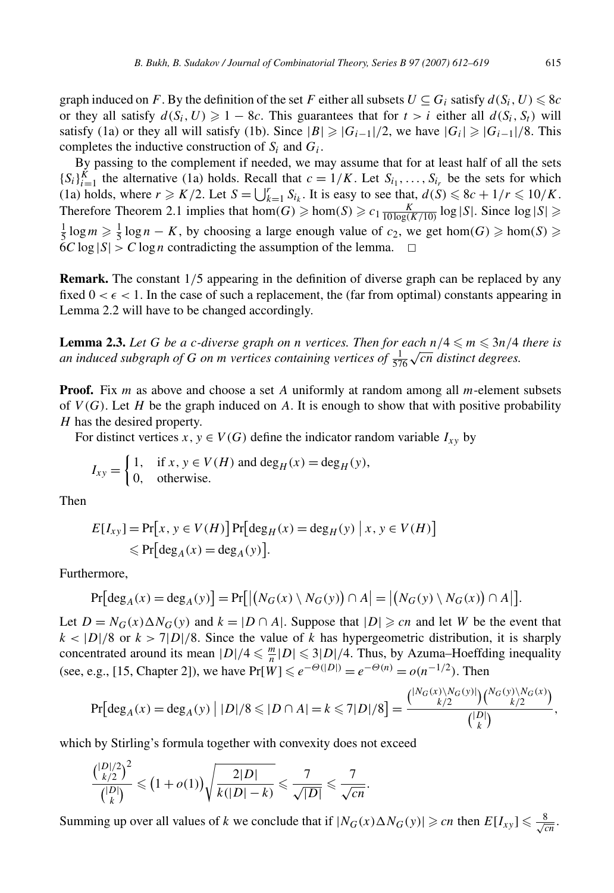graph induced on $F$. By the definition of the set $F$ either all subsets $U \subseteq G_i$ satisfy $d(S_i, U) \leqslant 8c$ or they all satisfy $d(S_i, U) \geqslant 1 - 8c$. This guarantees that for $t > i$ either all $d(S_i, S_t)$ will satisfy (1a) or they all will satisfy (1b). Since $|B| \geqslant |G_{i-1}|/2$, we have $|G_i| \geqslant |G_{i-1}|/8$. This completes the inductive construction of $S_i$ and $G_i$.

By passing to the complement if needed, we may assume that for at least half of all the sets $\{S_i\}_{i=1}^{K}$ the alternative (1a) holds. Recall that $c = 1/K$. Let $S_{i_1}, \ldots, S_{i_r}$ be the sets for which (1a) holds, where $r \geqslant K/2$. Let $S = \bigcup_{k=1}^{r} S_{i_k}$. It is easy to see that, $d(S) \leqslant 8c + 1/r \leqslant 10/K$. Therefore Theorem 2.1 implies that $\hom(G) \geqslant \hom(S) \geqslant c_1 \frac{K}{10 \log(K/10)} \log |S|$. Since $\log |S| \geqslant \frac{1}{5} \log m \geqslant \frac{1}{5} \log n - K$, by choosing a large enough value of $c_2$, we get $\hom(G) \geqslant \hom(S) \geqslant 6C \log |S| > C \log n$ contradicting the assumption of the lemma. $\square$

**Remark.** The constant 1/5 appearing in the definition of diverse graph can be replaced by any fixed $0 < \epsilon < 1$. In the case of such a replacement, the (far from optimal) constants appearing in Lemma 2.2 will have to be changed accordingly.

**Lemma 2.3.** *Let $G$ be a $c$-diverse graph on $n$ vertices. Then for each $n/4 \leqslant m \leqslant 3n/4$ there is an induced subgraph of $G$ on $m$ vertices containing vertices of $\frac{1}{576}\sqrt{cn}$ distinct degrees.*

**Proof.** Fix $m$ as above and choose a set $A$ uniformly at random among all $m$-element subsets of $V(G)$. Let $H$ be the graph induced on $A$. It is enough to show that with positive probability $H$ has the desired property.

For distinct vertices $x, y \in V(G)$ define the indicator random variable $I_{xy}$ by

$$I_{xy} = \begin{cases} 1, & \text{if } x, y \in V(H) \text{ and } \deg_H(x) = \deg_H(y), \\ 0, & \text{otherwise.} \end{cases}$$

Then

$$\begin{aligned} E[I_{xy}] &= \Pr\big[x, y \in V(H)\big] \Pr\big[\deg_H(x) = \deg_H(y) \;\big|\; x, y \in V(H)\big] \\ &\leqslant \Pr\big[\deg_A(x) = \deg_A(y)\big]. \end{aligned}$$

Furthermore,

$$\Pr\big[\deg_A(x) = \deg_A(y)\big] = \Pr\big[\big|\big(N_G(x) \setminus N_G(y)\big) \cap A\big| = \big|\big(N_G(y) \setminus N_G(x)\big) \cap A\big|\big].$$

Let $D = N_G(x) \Delta N_G(y)$ and $k = |D \cap A|$. Suppose that $|D| \geqslant cn$ and let $W$ be the event that $k < |D|/8$ or $k > 7|D|/8$. Since the value of $k$ has hypergeometric distribution, it is sharply concentrated around its mean $|D|/4 \leqslant \frac{m}{n}|D| \leqslant 3|D|/4$. Thus, by Azuma–Hoeffding inequality (see, e.g., [15, Chapter 2]), we have $\Pr[W] \leqslant e^{-\Theta(|D|)} = e^{-\Theta(n)} = o(n^{-1/2})$. Then

$$\Pr\big[\deg_A(x) = \deg_A(y) \;\big|\; |D|/8 \leqslant |D \cap A| = k \leqslant 7|D|/8\big] = \frac{\binom{|N_G(x) \setminus N_G(y)|}{k/2}\binom{N_G(y) \setminus N_G(x)}{k/2}}{\binom{|D|}{k}},$$

which by Stirling's formula together with convexity does not exceed

$$\frac{\binom{|D|/2}{k/2}^2}{\binom{|D|}{k}} \leqslant \big(1 + o(1)\big)\sqrt{\frac{2|D|}{k(|D| - k)}} \leqslant \frac{7}{\sqrt{|D|}} \leqslant \frac{7}{\sqrt{cn}}.$$

Summing up over all values of $k$ we conclude that if $|N_G(x) \Delta N_G(y)| \geqslant cn$ then $E[I_{xy}] \leqslant \frac{8}{\sqrt{cn}}$.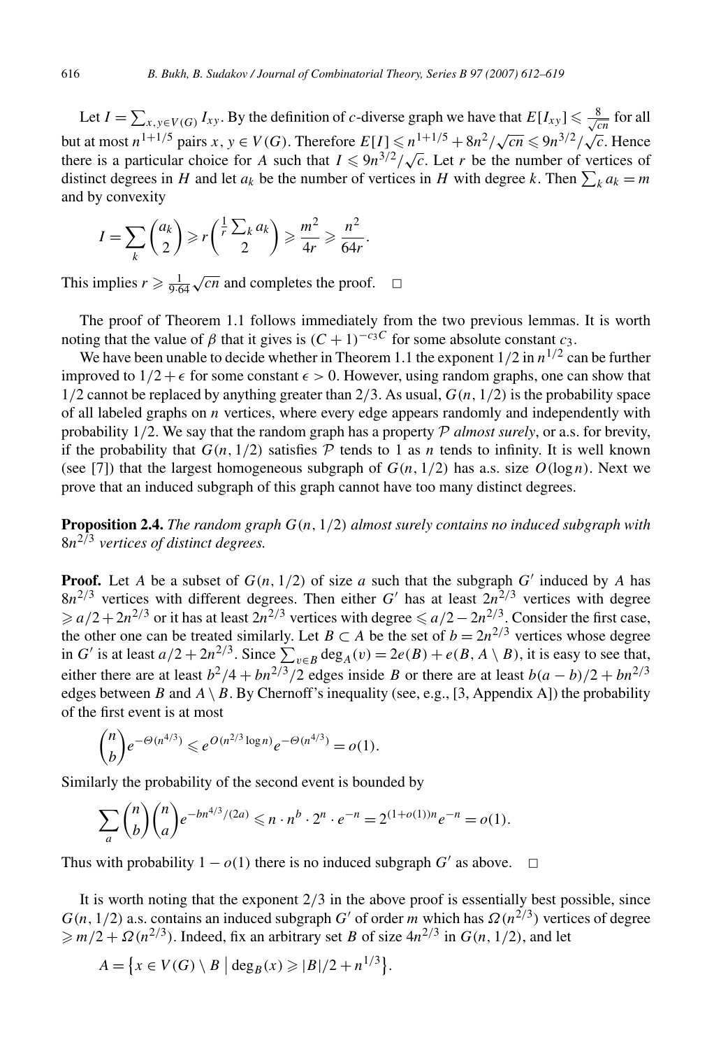Let $I = \sum_{x,y \in V(G)} I_{xy}$. By the definition of $c$-diverse graph we have that $E[I_{xy}] \leqslant \frac{8}{\sqrt{cn}}$ for all but at most $n^{1+1/5}$ pairs $x, y \in V(G)$. Therefore $E[I] \leqslant n^{1+1/5} + 8n^2/\sqrt{cn} \leqslant 9n^{3/2}/\sqrt{c}$. Hence there is a particular choice for $A$ such that $I \leqslant 9n^{3/2}/\sqrt{c}$. Let $r$ be the number of vertices of distinct degrees in $H$ and let $a_k$ be the number of vertices in $H$ with degree $k$. Then $\sum_k a_k = m$ and by convexity

$$I = \sum_k \binom{a_k}{2} \geqslant r \binom{\frac{1}{r}\sum_k a_k}{2} \geqslant \frac{m^2}{4r} \geqslant \frac{n^2}{64r}.$$

This implies $r \geqslant \frac{1}{9 \cdot 64}\sqrt{cn}$ and completes the proof. $\square$

The proof of Theorem 1.1 follows immediately from the two previous lemmas. It is worth noting that the value of $\beta$ that it gives is $(C+1)^{-c_3 C}$ for some absolute constant $c_3$.

We have been unable to decide whether in Theorem 1.1 the exponent $1/2$ in $n^{1/2}$ can be further improved to $1/2 + \epsilon$ for some constant $\epsilon > 0$. However, using random graphs, one can show that $1/2$ cannot be replaced by anything greater than $2/3$. As usual, $G(n, 1/2)$ is the probability space of all labeled graphs on $n$ vertices, where every edge appears randomly and independently with probability $1/2$. We say that the random graph has a property $\mathcal{P}$ *almost surely*, or a.s. for brevity, if the probability that $G(n, 1/2)$ satisfies $\mathcal{P}$ tends to 1 as $n$ tends to infinity. It is well known (see [7]) that the largest homogeneous subgraph of $G(n, 1/2)$ has a.s. size $O(\log n)$. Next we prove that an induced subgraph of this graph cannot have too many distinct degrees.

**Proposition 2.4.** *The random graph $G(n, 1/2)$ almost surely contains no induced subgraph with $8n^{2/3}$ vertices of distinct degrees.*

**Proof.** Let $A$ be a subset of $G(n, 1/2)$ of size $a$ such that the subgraph $G'$ induced by $A$ has $8n^{2/3}$ vertices with different degrees. Then either $G'$ has at least $2n^{2/3}$ vertices with degree $\geqslant a/2 + 2n^{2/3}$ or it has at least $2n^{2/3}$ vertices with degree $\leqslant a/2 - 2n^{2/3}$. Consider the first case, the other one can be treated similarly. Let $B \subset A$ be the set of $b = 2n^{2/3}$ vertices whose degree in $G'$ is at least $a/2 + 2n^{2/3}$. Since $\sum_{v \in B} \deg_A(v) = 2e(B) + e(B, A \setminus B)$, it is easy to see that, either there are at least $b^2/4 + bn^{2/3}/2$ edges inside $B$ or there are at least $b(a-b)/2 + bn^{2/3}$ edges between $B$ and $A \setminus B$. By Chernoff's inequality (see, e.g., [3, Appendix A]) the probability of the first event is at most

$$\binom{n}{b} e^{-\Theta(n^{4/3})} \leqslant e^{O(n^{2/3}\log n)} e^{-\Theta(n^{4/3})} = o(1).$$

Similarly the probability of the second event is bounded by

$$\sum_a \binom{n}{b}\binom{n}{a} e^{-bn^{4/3}/(2a)} \leqslant n \cdot n^b \cdot 2^n \cdot e^{-n} = 2^{(1+o(1))n} e^{-n} = o(1).$$

Thus with probability $1 - o(1)$ there is no induced subgraph $G'$ as above. $\square$

It is worth noting that the exponent $2/3$ in the above proof is essentially best possible, since $G(n, 1/2)$ a.s. contains an induced subgraph $G'$ of order $m$ which has $\Omega(n^{2/3})$ vertices of degree $\geqslant m/2 + \Omega(n^{2/3})$. Indeed, fix an arbitrary set $B$ of size $4n^{2/3}$ in $G(n, 1/2)$, and let

$$A = \{x \in V(G) \setminus B \mid \deg_B(x) \geqslant |B|/2 + n^{1/3}\}.$$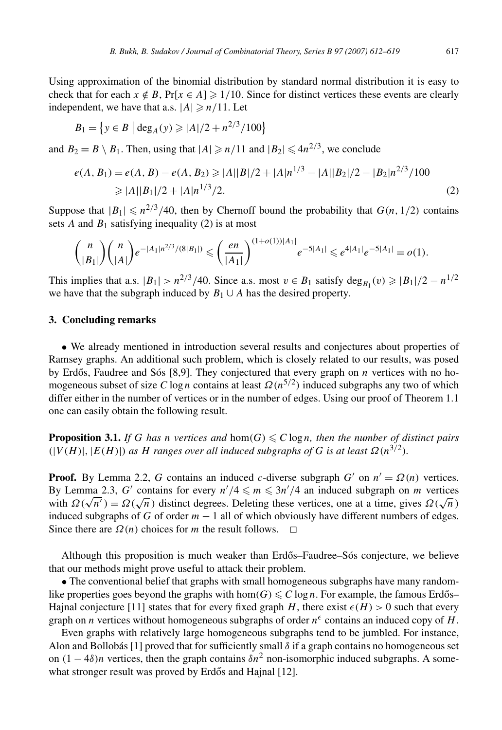Using approximation of the binomial distribution by standard normal distribution it is easy to check that for each $x \notin B$, $\Pr[x \in A] \geqslant 1/10$. Since for distinct vertices these events are clearly independent, we have that a.s. $|A| \geqslant n/11$. Let

$$B_1 = \{ y \in B \mid \deg_A(y) \geqslant |A|/2 + n^{2/3}/100 \}$$

and $B_2 = B \setminus B_1$. Then, using that $|A| \geqslant n/11$ and $|B_2| \leqslant 4n^{2/3}$, we conclude

$$\begin{aligned} e(A, B_1) = e(A, B) - e(A, B_2) &\geqslant |A||B|/2 + |A|n^{1/3} - |A||B_2|/2 - |B_2|n^{2/3}/100 \\ &\geqslant |A||B_1|/2 + |A|n^{1/3}/2. \end{aligned} \tag{2}$$

Suppose that $|B_1| \leqslant n^{2/3}/40$, then by Chernoff bound the probability that $G(n, 1/2)$ contains sets $A$ and $B_1$ satisfying inequality (2) is at most

$$\binom{n}{|B_1|}\binom{n}{|A|} e^{-|A_1|n^{2/3}/(8|B_1|)} \leqslant \left(\frac{en}{|A_1|}\right)^{(1+o(1))|A_1|} e^{-5|A_1|} \leqslant e^{4|A_1|}e^{-5|A_1|} = o(1).$$

This implies that a.s. $|B_1| > n^{2/3}/40$. Since a.s. most $v \in B_1$ satisfy $\deg_{B_1}(v) \geqslant |B_1|/2 - n^{1/2}$ we have that the subgraph induced by $B_1 \cup A$ has the desired property.

## 3. Concluding remarks

- We already mentioned in introduction several results and conjectures about properties of Ramsey graphs. An additional such problem, which is closely related to our results, was posed by Erdős, Faudree and Sós [8,9]. They conjectured that every graph on $n$ vertices with no homogeneous subset of size $C \log n$ contains at least $\Omega(n^{5/2})$ induced subgraphs any two of which differ either in the number of vertices or in the number of edges. Using our proof of Theorem 1.1 one can easily obtain the following result.

**Proposition 3.1.** *If $G$ has $n$ vertices and $\hom(G) \leqslant C \log n$, then the number of distinct pairs $(|V(H)|, |E(H)|)$ as $H$ ranges over all induced subgraphs of $G$ is at least $\Omega(n^{3/2})$.*

**Proof.** By Lemma 2.2, $G$ contains an induced $c$-diverse subgraph $G'$ on $n' = \Omega(n)$ vertices. By Lemma 2.3, $G'$ contains for every $n'/4 \leqslant m \leqslant 3n'/4$ an induced subgraph on $m$ vertices with $\Omega(\sqrt{n'}) = \Omega(\sqrt{n})$ distinct degrees. Deleting these vertices, one at a time, gives $\Omega(\sqrt{n})$ induced subgraphs of $G$ of order $m - 1$ all of which obviously have different numbers of edges. Since there are $\Omega(n)$ choices for $m$ the result follows. $\square$

Although this proposition is much weaker than Erdős–Faudree–Sós conjecture, we believe that our methods might prove useful to attack their problem.

- The conventional belief that graphs with small homogeneous subgraphs have many random-like properties goes beyond the graphs with $\hom(G) \leqslant C \log n$. For example, the famous Erdős–Hajnal conjecture [11] states that for every fixed graph $H$, there exist $\epsilon(H) > 0$ such that every graph on $n$ vertices without homogeneous subgraphs of order $n^\epsilon$ contains an induced copy of $H$.

Even graphs with relatively large homogeneous subgraphs tend to be jumbled. For instance, Alon and Bollobás [1] proved that for sufficiently small $\delta$ if a graph contains no homogeneous set on $(1 - 4\delta)n$ vertices, then the graph contains $\delta n^2$ non-isomorphic induced subgraphs. A somewhat stronger result was proved by Erdős and Hajnal [12].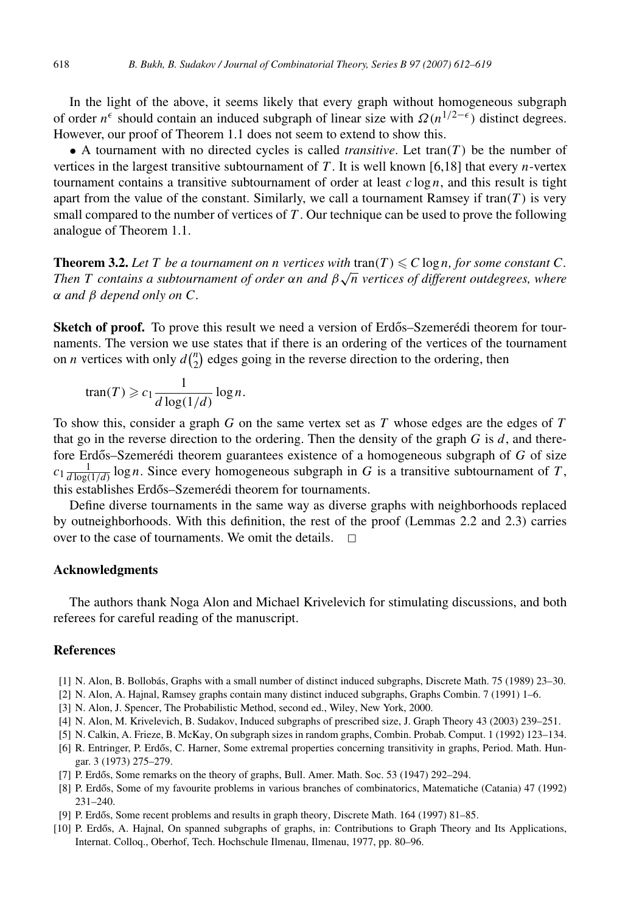In the light of the above, it seems likely that every graph without homogeneous subgraph of order $n^{\epsilon}$ should contain an induced subgraph of linear size with $\Omega(n^{1/2-\epsilon})$ distinct degrees. However, our proof of Theorem 1.1 does not seem to extend to show this.

• A tournament with no directed cycles is called *transitive*. Let $\mathrm{tran}(T)$ be the number of vertices in the largest transitive subtournament of $T$. It is well known [6,18] that every $n$-vertex tournament contains a transitive subtournament of order at least $c \log n$, and this result is tight apart from the value of the constant. Similarly, we call a tournament Ramsey if $\mathrm{tran}(T)$ is very small compared to the number of vertices of $T$. Our technique can be used to prove the following analogue of Theorem 1.1.

**Theorem 3.2.** *Let $T$ be a tournament on $n$ vertices with $\mathrm{tran}(T) \leqslant C \log n$, for some constant $C$. Then $T$ contains a subtournament of order $\alpha n$ and $\beta\sqrt{n}$ vertices of different outdegrees, where $\alpha$ and $\beta$ depend only on $C$.*

**Sketch of proof.** To prove this result we need a version of Erdős–Szemerédi theorem for tournaments. The version we use states that if there is an ordering of the vertices of the tournament on $n$ vertices with only $d\binom{n}{2}$ edges going in the reverse direction to the ordering, then

$$\mathrm{tran}(T) \geqslant c_1 \frac{1}{d \log(1/d)} \log n.$$

To show this, consider a graph $G$ on the same vertex set as $T$ whose edges are the edges of $T$ that go in the reverse direction to the ordering. Then the density of the graph $G$ is $d$, and therefore Erdős–Szemerédi theorem guarantees existence of a homogeneous subgraph of $G$ of size $c_1 \frac{1}{d\log(1/d)} \log n$. Since every homogeneous subgraph in $G$ is a transitive subtournament of $T$, this establishes Erdős–Szemerédi theorem for tournaments.

Define diverse tournaments in the same way as diverse graphs with neighborhoods replaced by outneighborhoods. With this definition, the rest of the proof (Lemmas 2.2 and 2.3) carries over to the case of tournaments. We omit the details. □

## Acknowledgments

The authors thank Noga Alon and Michael Krivelevich for stimulating discussions, and both referees for careful reading of the manuscript.

## References

[1] N. Alon, B. Bollobás, Graphs with a small number of distinct induced subgraphs, Discrete Math. 75 (1989) 23–30.

[2] N. Alon, A. Hajnal, Ramsey graphs contain many distinct induced subgraphs, Graphs Combin. 7 (1991) 1–6.

[3] N. Alon, J. Spencer, The Probabilistic Method, second ed., Wiley, New York, 2000.

[4] N. Alon, M. Krivelevich, B. Sudakov, Induced subgraphs of prescribed size, J. Graph Theory 43 (2003) 239–251.

[5] N. Calkin, A. Frieze, B. McKay, On subgraph sizes in random graphs, Combin. Probab. Comput. 1 (1992) 123–134.

[6] R. Entringer, P. Erdős, C. Harner, Some extremal properties concerning transitivity in graphs, Period. Math. Hungar. 3 (1973) 275–279.

[7] P. Erdős, Some remarks on the theory of graphs, Bull. Amer. Math. Soc. 53 (1947) 292–294.

[8] P. Erdős, Some of my favourite problems in various branches of combinatorics, Matematiche (Catania) 47 (1992) 231–240.

[9] P. Erdős, Some recent problems and results in graph theory, Discrete Math. 164 (1997) 81–85.

[10] P. Erdős, A. Hajnal, On spanned subgraphs of graphs, in: Contributions to Graph Theory and Its Applications, Internat. Colloq., Oberhof, Tech. Hochschule Ilmenau, Ilmenau, 1977, pp. 80–96.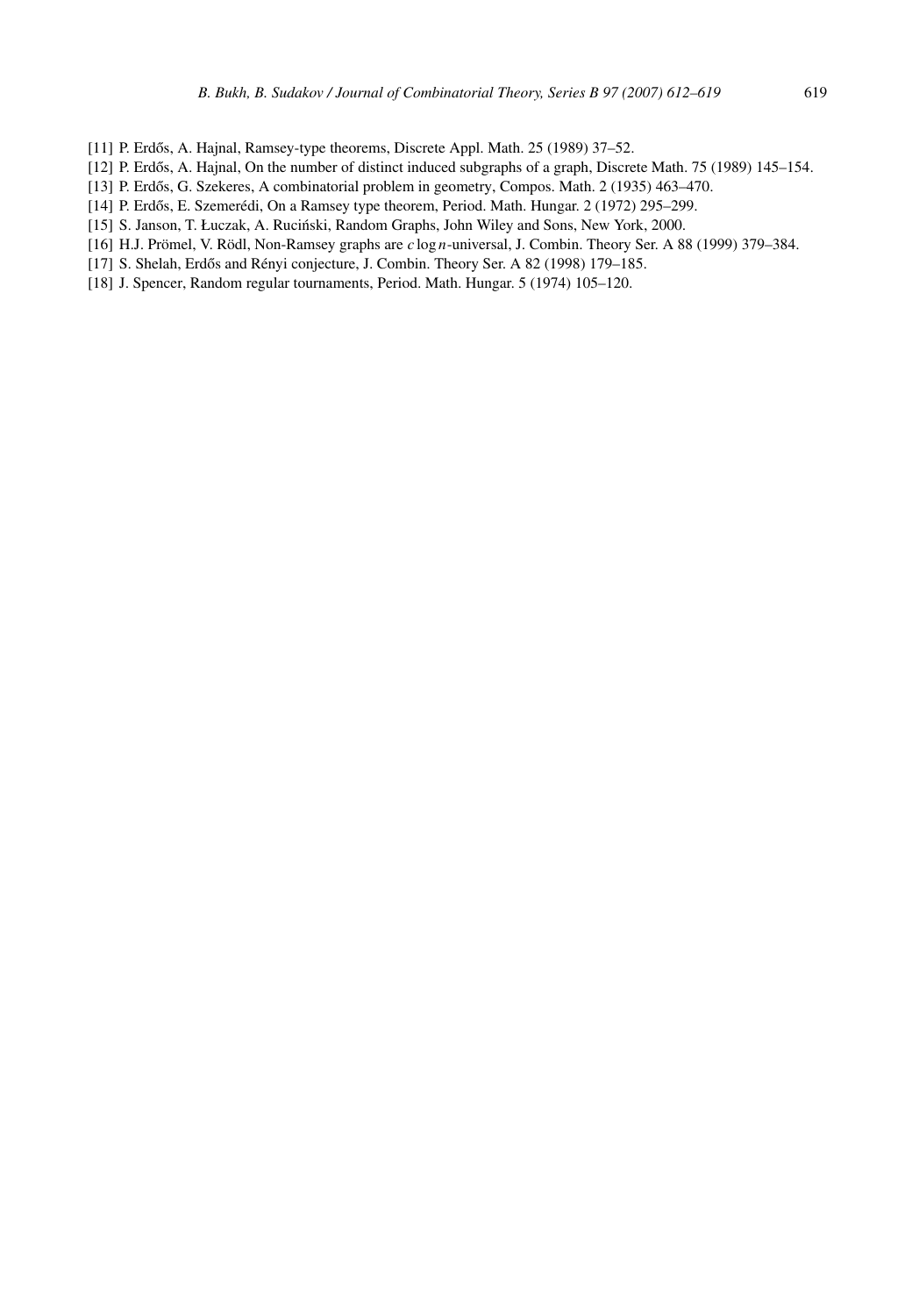[11] P. Erdős, A. Hajnal, Ramsey-type theorems, Discrete Appl. Math. 25 (1989) 37–52.

[12] P. Erdős, A. Hajnal, On the number of distinct induced subgraphs of a graph, Discrete Math. 75 (1989) 145–154.

[13] P. Erdős, G. Szekeres, A combinatorial problem in geometry, Compos. Math. 2 (1935) 463–470.

[14] P. Erdős, E. Szemerédi, On a Ramsey type theorem, Period. Math. Hungar. 2 (1972) 295–299.

[15] S. Janson, T. Łuczak, A. Ruciński, Random Graphs, John Wiley and Sons, New York, 2000.

[16] H.J. Prömel, V. Rödl, Non-Ramsey graphs are $c \log n$-universal, J. Combin. Theory Ser. A 88 (1999) 379–384.

[17] S. Shelah, Erdős and Rényi conjecture, J. Combin. Theory Ser. A 82 (1998) 179–185.

[18] J. Spencer, Random regular tournaments, Period. Math. Hungar. 5 (1974) 105–120.